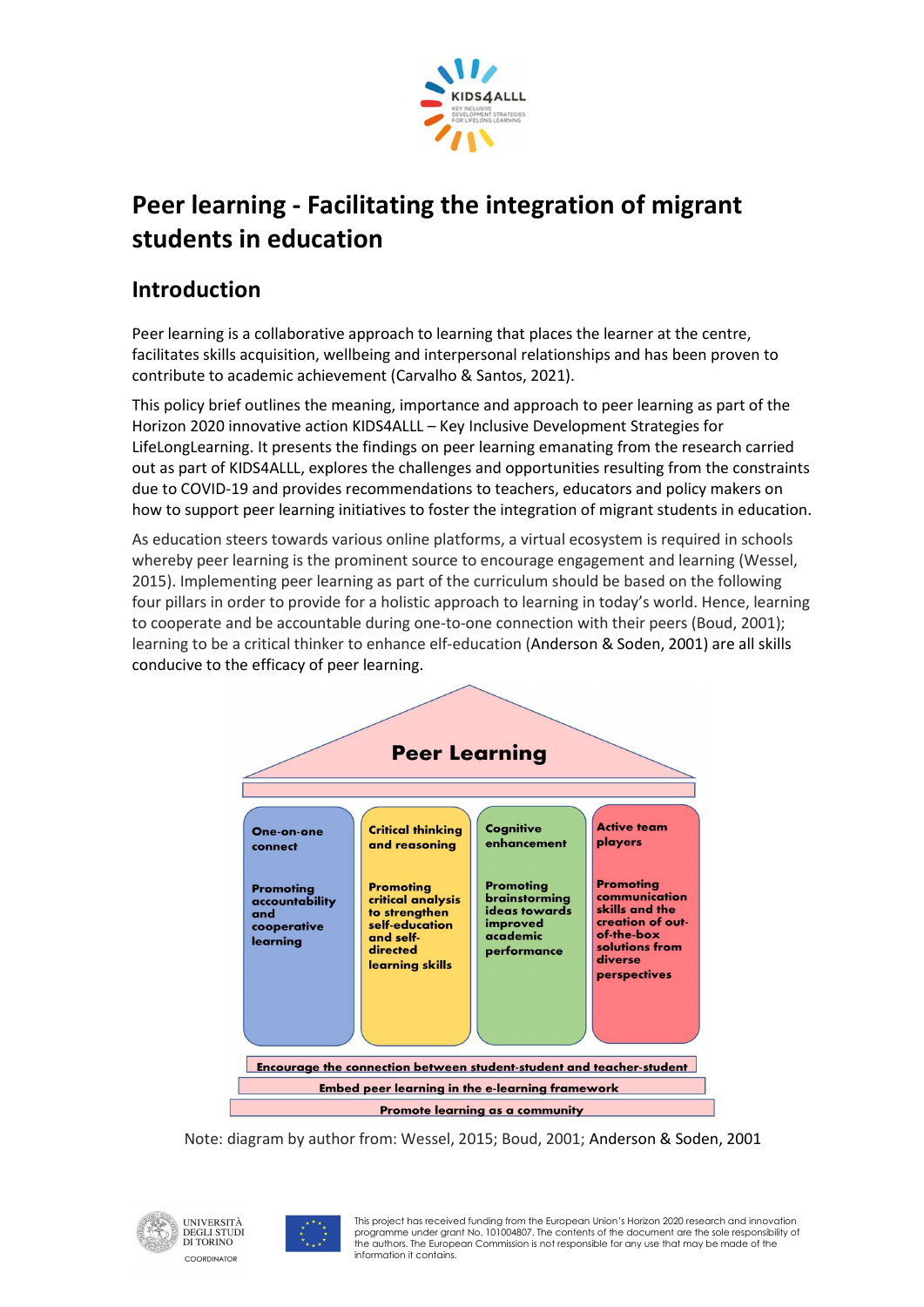# Peer learning - Facilitating the integration of migrant students in education

## Introduction

Peer learning is a collaborative approach to learning that places the learner at the centre, facilitates skills acquisition, wellbeing and interpersonal relationships and has been proven to contribute to academic achievement (Carvalho & Santos, 2021).

This policy brief outlines the meaning, importance and approach to peer learning as part of the Horizon 2020 innovative action KIDS4ALLL – Key Inclusive Development Strategies for LifeLongLearning. It presents the findings on peer learning emanating from the research carried out as part of KIDS4ALLL, explores the challenges and opportunities resulting from the constraints due to COVID-19 and provides recommendations to teachers, educators and policy makers on how to support peer learning initiatives to foster the integration of migrant students in education.

As education steers towards various online platforms, a virtual ecosystem is required in schools whereby peer learning is the prominent source to encourage engagement and learning (Wessel, 2015). Implementing peer learning as part of the curriculum should be based on the following four pillars in order to provide for a holistic approach to learning in today's world. Hence, learning to cooperate and be accountable during one-to-one connection with their peers (Boud, 2001); learning to be a critical thinker to enhance elf-education (Anderson & Soden, 2001) are all skills conducive to the efficacy of peer learning.

**Peer Learning**

| One-on-one connect | Critical thinking and reasoning | Cognitive enhancement | Active team players |
|---|---|---|---|
| Promoting accountability and cooperative learning | Promoting critical analysis to strengthen self-education and self-directed learning skills | Promoting brainstorming ideas towards improved academic performance | Promoting communication skills and the creation of out-of-the-box solutions from diverse perspectives |

**Encourage the connection between student-student and teacher-student**

**Embed peer learning in the e-learning framework**

**Promote learning as a community**

Note: diagram by author from: Wessel, 2015; Boud, 2001; Anderson & Soden, 2001

This project has received funding from the European Union's Horizon 2020 research and innovation programme under grant No. 101004807. The contents of the document are the sole responsibility of the authors. The European Commission is not responsible for any use that may be made of the information it contains.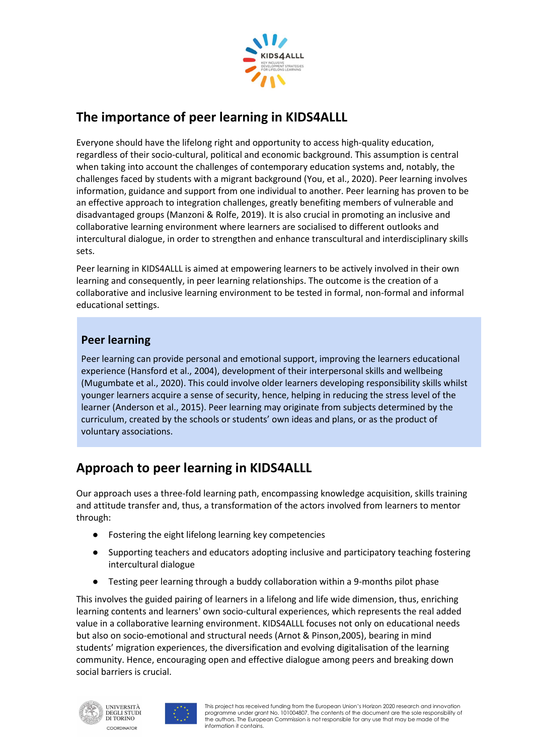## The importance of peer learning in KIDS4ALLL

Everyone should have the lifelong right and opportunity to access high-quality education, regardless of their socio-cultural, political and economic background. This assumption is central when taking into account the challenges of contemporary education systems and, notably, the challenges faced by students with a migrant background (You, et al., 2020). Peer learning involves information, guidance and support from one individual to another. Peer learning has proven to be an effective approach to integration challenges, greatly benefiting members of vulnerable and disadvantaged groups (Manzoni & Rolfe, 2019). It is also crucial in promoting an inclusive and collaborative learning environment where learners are socialised to different outlooks and intercultural dialogue, in order to strengthen and enhance transcultural and interdisciplinary skills sets.

Peer learning in KIDS4ALLL is aimed at empowering learners to be actively involved in their own learning and consequently, in peer learning relationships. The outcome is the creation of a collaborative and inclusive learning environment to be tested in formal, non-formal and informal educational settings.

### Peer learning

Peer learning can provide personal and emotional support, improving the learners educational experience (Hansford et al., 2004), development of their interpersonal skills and wellbeing (Mugumbate et al., 2020). This could involve older learners developing responsibility skills whilst younger learners acquire a sense of security, hence, helping in reducing the stress level of the learner (Anderson et al., 2015). Peer learning may originate from subjects determined by the curriculum, created by the schools or students' own ideas and plans, or as the product of voluntary associations.

## Approach to peer learning in KIDS4ALLL

Our approach uses a three-fold learning path, encompassing knowledge acquisition, skills training and attitude transfer and, thus, a transformation of the actors involved from learners to mentor through:

- Fostering the eight lifelong learning key competencies
- Supporting teachers and educators adopting inclusive and participatory teaching fostering intercultural dialogue
- Testing peer learning through a buddy collaboration within a 9-months pilot phase

This involves the guided pairing of learners in a lifelong and life wide dimension, thus, enriching learning contents and learners' own socio-cultural experiences, which represents the real added value in a collaborative learning environment. KIDS4ALLL focuses not only on educational needs but also on socio-emotional and structural needs (Arnot & Pinson,2005), bearing in mind students' migration experiences, the diversification and evolving digitalisation of the learning community. Hence, encouraging open and effective dialogue among peers and breaking down social barriers is crucial.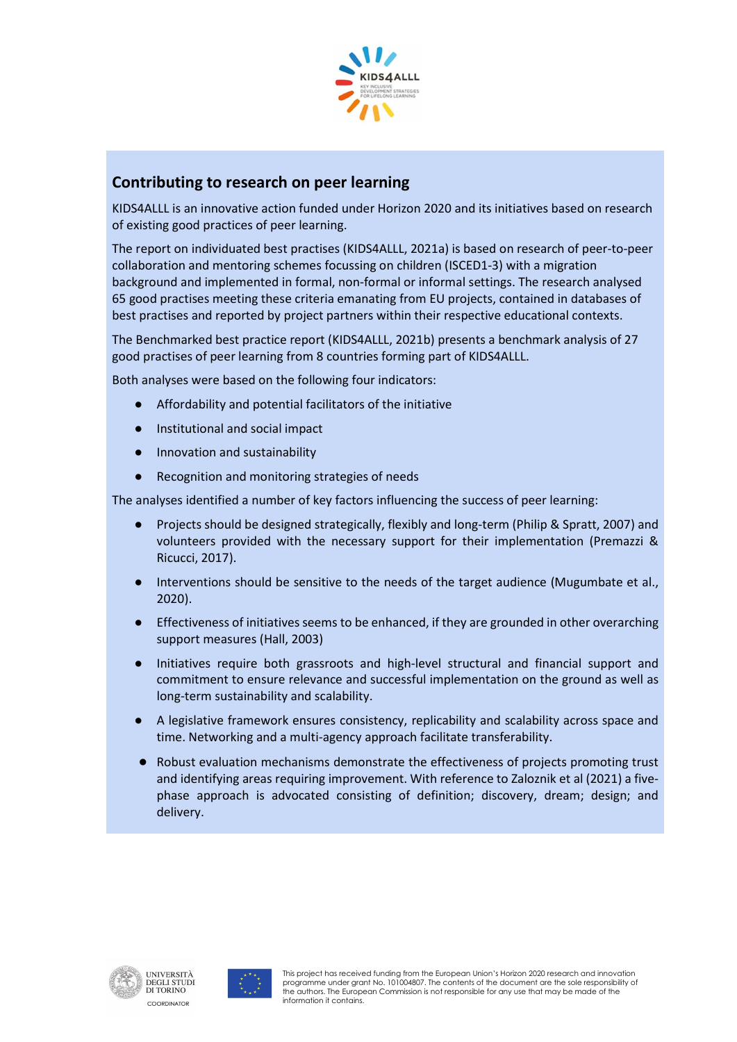## Contributing to research on peer learning

KIDS4ALLL is an innovative action funded under Horizon 2020 and its initiatives based on research of existing good practices of peer learning.

The report on individuated best practises (KIDS4ALLL, 2021a) is based on research of peer-to-peer collaboration and mentoring schemes focussing on children (ISCED1-3) with a migration background and implemented in formal, non-formal or informal settings. The research analysed 65 good practises meeting these criteria emanating from EU projects, contained in databases of best practises and reported by project partners within their respective educational contexts.

The Benchmarked best practice report (KIDS4ALLL, 2021b) presents a benchmark analysis of 27 good practises of peer learning from 8 countries forming part of KIDS4ALLL.

Both analyses were based on the following four indicators:

- Affordability and potential facilitators of the initiative
- Institutional and social impact
- Innovation and sustainability
- Recognition and monitoring strategies of needs

The analyses identified a number of key factors influencing the success of peer learning:

- Projects should be designed strategically, flexibly and long-term (Philip & Spratt, 2007) and volunteers provided with the necessary support for their implementation (Premazzi & Ricucci, 2017).
- Interventions should be sensitive to the needs of the target audience (Mugumbate et al., 2020).
- Effectiveness of initiatives seems to be enhanced, if they are grounded in other overarching support measures (Hall, 2003)
- Initiatives require both grassroots and high-level structural and financial support and commitment to ensure relevance and successful implementation on the ground as well as long-term sustainability and scalability.
- A legislative framework ensures consistency, replicability and scalability across space and time. Networking and a multi-agency approach facilitate transferability.
- Robust evaluation mechanisms demonstrate the effectiveness of projects promoting trust and identifying areas requiring improvement. With reference to Zaloznik et al (2021) a five-phase approach is advocated consisting of definition; discovery, dream; design; and delivery.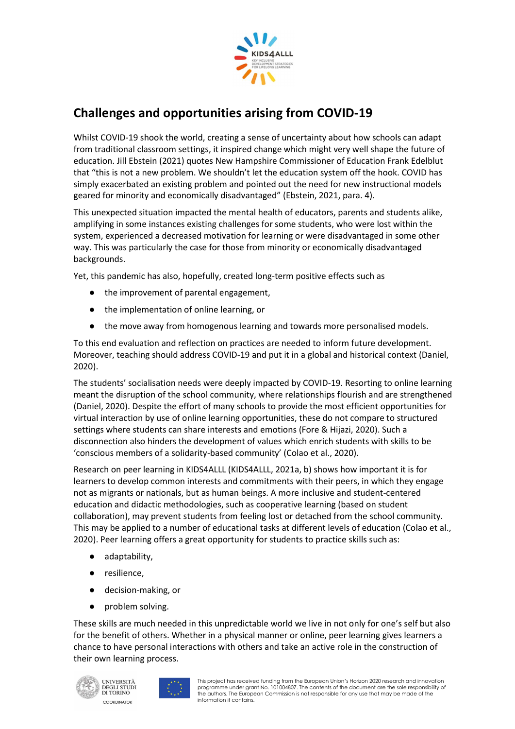## Challenges and opportunities arising from COVID-19

Whilst COVID-19 shook the world, creating a sense of uncertainty about how schools can adapt from traditional classroom settings, it inspired change which might very well shape the future of education. Jill Ebstein (2021) quotes New Hampshire Commissioner of Education Frank Edelblut that "this is not a new problem. We shouldn't let the education system off the hook. COVID has simply exacerbated an existing problem and pointed out the need for new instructional models geared for minority and economically disadvantaged" (Ebstein, 2021, para. 4).

This unexpected situation impacted the mental health of educators, parents and students alike, amplifying in some instances existing challenges for some students, who were lost within the system, experienced a decreased motivation for learning or were disadvantaged in some other way. This was particularly the case for those from minority or economically disadvantaged backgrounds.

Yet, this pandemic has also, hopefully, created long-term positive effects such as

- the improvement of parental engagement,
- the implementation of online learning, or
- the move away from homogenous learning and towards more personalised models.

To this end evaluation and reflection on practices are needed to inform future development. Moreover, teaching should address COVID-19 and put it in a global and historical context (Daniel, 2020).

The students' socialisation needs were deeply impacted by COVID-19. Resorting to online learning meant the disruption of the school community, where relationships flourish and are strengthened (Daniel, 2020). Despite the effort of many schools to provide the most efficient opportunities for virtual interaction by use of online learning opportunities, these do not compare to structured settings where students can share interests and emotions (Fore & Hijazi, 2020). Such a disconnection also hinders the development of values which enrich students with skills to be 'conscious members of a solidarity-based community' (Colao et al., 2020).

Research on peer learning in KIDS4ALLL (KIDS4ALLL, 2021a, b) shows how important it is for learners to develop common interests and commitments with their peers, in which they engage not as migrants or nationals, but as human beings. A more inclusive and student-centered education and didactic methodologies, such as cooperative learning (based on student collaboration), may prevent students from feeling lost or detached from the school community. This may be applied to a number of educational tasks at different levels of education (Colao et al., 2020). Peer learning offers a great opportunity for students to practice skills such as:

- adaptability,
- resilience,
- decision-making, or
- problem solving.

These skills are much needed in this unpredictable world we live in not only for one's self but also for the benefit of others. Whether in a physical manner or online, peer learning gives learners a chance to have personal interactions with others and take an active role in the construction of their own learning process.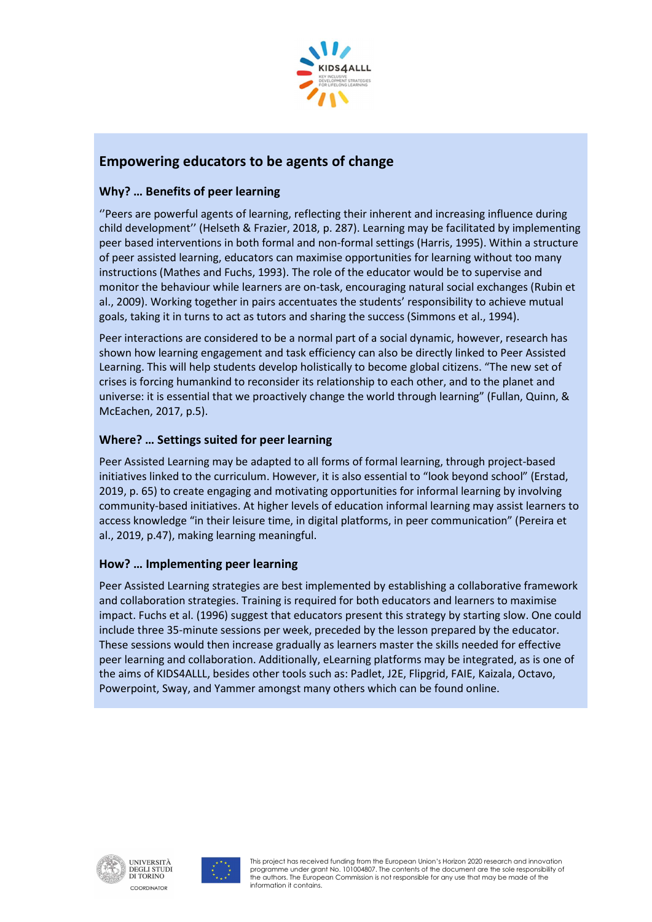## Empowering educators to be agents of change

### Why? … Benefits of peer learning

''Peers are powerful agents of learning, reflecting their inherent and increasing influence during child development'' (Helseth & Frazier, 2018, p. 287). Learning may be facilitated by implementing peer based interventions in both formal and non-formal settings (Harris, 1995). Within a structure of peer assisted learning, educators can maximise opportunities for learning without too many instructions (Mathes and Fuchs, 1993). The role of the educator would be to supervise and monitor the behaviour while learners are on-task, encouraging natural social exchanges (Rubin et al., 2009). Working together in pairs accentuates the students' responsibility to achieve mutual goals, taking it in turns to act as tutors and sharing the success (Simmons et al., 1994).

Peer interactions are considered to be a normal part of a social dynamic, however, research has shown how learning engagement and task efficiency can also be directly linked to Peer Assisted Learning. This will help students develop holistically to become global citizens. "The new set of crises is forcing humankind to reconsider its relationship to each other, and to the planet and universe: it is essential that we proactively change the world through learning" (Fullan, Quinn, & McEachen, 2017, p.5).

### Where? … Settings suited for peer learning

Peer Assisted Learning may be adapted to all forms of formal learning, through project-based initiatives linked to the curriculum. However, it is also essential to "look beyond school" (Erstad, 2019, p. 65) to create engaging and motivating opportunities for informal learning by involving community-based initiatives. At higher levels of education informal learning may assist learners to access knowledge "in their leisure time, in digital platforms, in peer communication" (Pereira et al., 2019, p.47), making learning meaningful.

### How? … Implementing peer learning

Peer Assisted Learning strategies are best implemented by establishing a collaborative framework and collaboration strategies. Training is required for both educators and learners to maximise impact. Fuchs et al. (1996) suggest that educators present this strategy by starting slow. One could include three 35-minute sessions per week, preceded by the lesson prepared by the educator. These sessions would then increase gradually as learners master the skills needed for effective peer learning and collaboration. Additionally, eLearning platforms may be integrated, as is one of the aims of KIDS4ALLL, besides other tools such as: Padlet, J2E, Flipgrid, FAIE, Kaizala, Octavo, Powerpoint, Sway, and Yammer amongst many others which can be found online.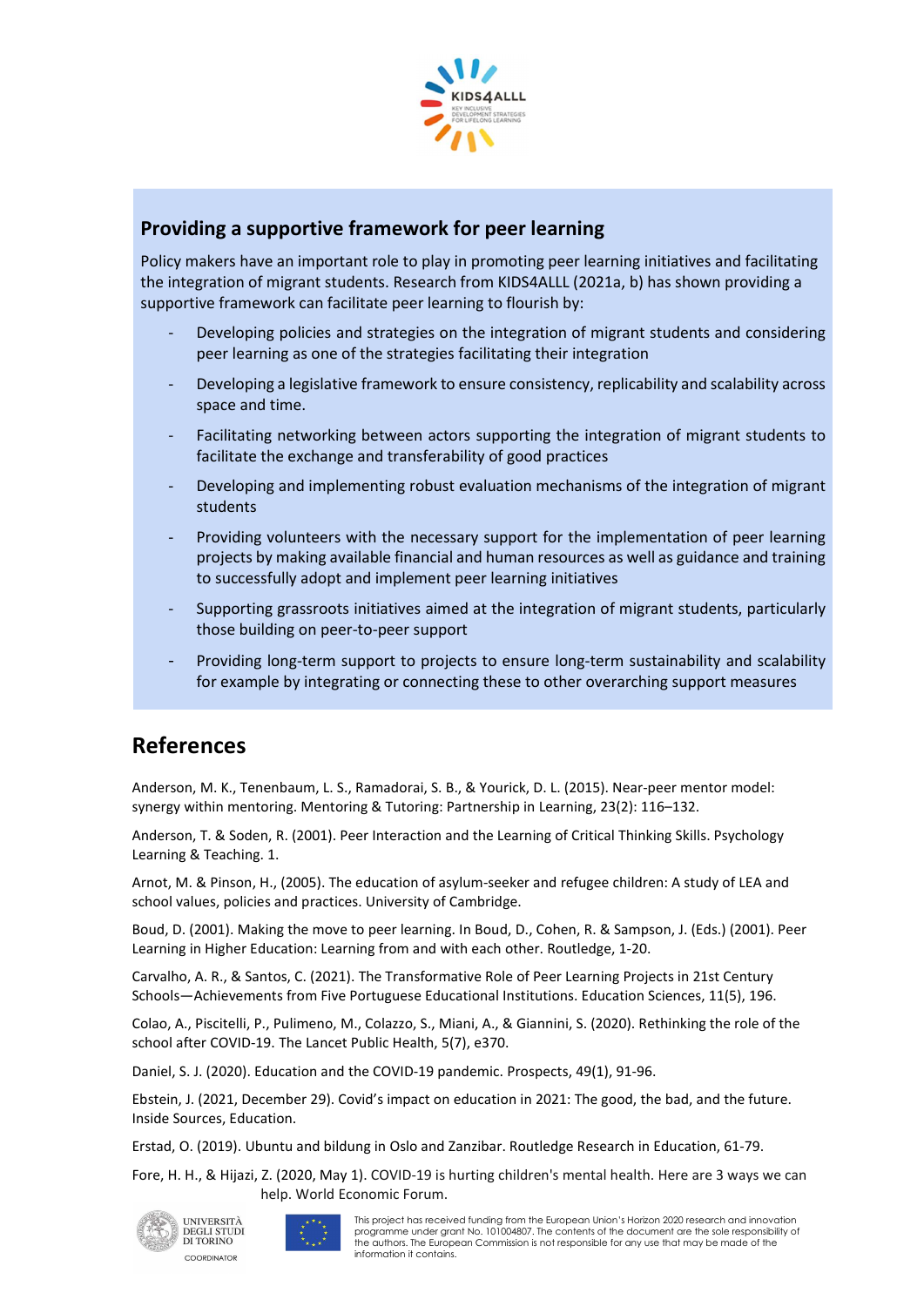## Providing a supportive framework for peer learning

Policy makers have an important role to play in promoting peer learning initiatives and facilitating the integration of migrant students. Research from KIDS4ALLL (2021a, b) has shown providing a supportive framework can facilitate peer learning to flourish by:

- Developing policies and strategies on the integration of migrant students and considering peer learning as one of the strategies facilitating their integration
- Developing a legislative framework to ensure consistency, replicability and scalability across space and time.
- Facilitating networking between actors supporting the integration of migrant students to facilitate the exchange and transferability of good practices
- Developing and implementing robust evaluation mechanisms of the integration of migrant students
- Providing volunteers with the necessary support for the implementation of peer learning projects by making available financial and human resources as well as guidance and training to successfully adopt and implement peer learning initiatives
- Supporting grassroots initiatives aimed at the integration of migrant students, particularly those building on peer-to-peer support
- Providing long-term support to projects to ensure long-term sustainability and scalability for example by integrating or connecting these to other overarching support measures

## References

Anderson, M. K., Tenenbaum, L. S., Ramadorai, S. B., & Yourick, D. L. (2015). Near-peer mentor model: synergy within mentoring. Mentoring & Tutoring: Partnership in Learning, 23(2): 116–132.

Anderson, T. & Soden, R. (2001). Peer Interaction and the Learning of Critical Thinking Skills. Psychology Learning & Teaching. 1.

Arnot, M. & Pinson, H., (2005). The education of asylum-seeker and refugee children: A study of LEA and school values, policies and practices. University of Cambridge.

Boud, D. (2001). Making the move to peer learning. In Boud, D., Cohen, R. & Sampson, J. (Eds.) (2001). Peer Learning in Higher Education: Learning from and with each other. Routledge, 1-20.

Carvalho, A. R., & Santos, C. (2021). The Transformative Role of Peer Learning Projects in 21st Century Schools—Achievements from Five Portuguese Educational Institutions. Education Sciences, 11(5), 196.

Colao, A., Piscitelli, P., Pulimeno, M., Colazzo, S., Miani, A., & Giannini, S. (2020). Rethinking the role of the school after COVID-19. The Lancet Public Health, 5(7), e370.

Daniel, S. J. (2020). Education and the COVID-19 pandemic. Prospects, 49(1), 91-96.

Ebstein, J. (2021, December 29). Covid's impact on education in 2021: The good, the bad, and the future. Inside Sources, Education.

Erstad, O. (2019). Ubuntu and bildung in Oslo and Zanzibar. Routledge Research in Education, 61-79.

Fore, H. H., & Hijazi, Z. (2020, May 1). COVID-19 is hurting children's mental health. Here are 3 ways we can help. World Economic Forum.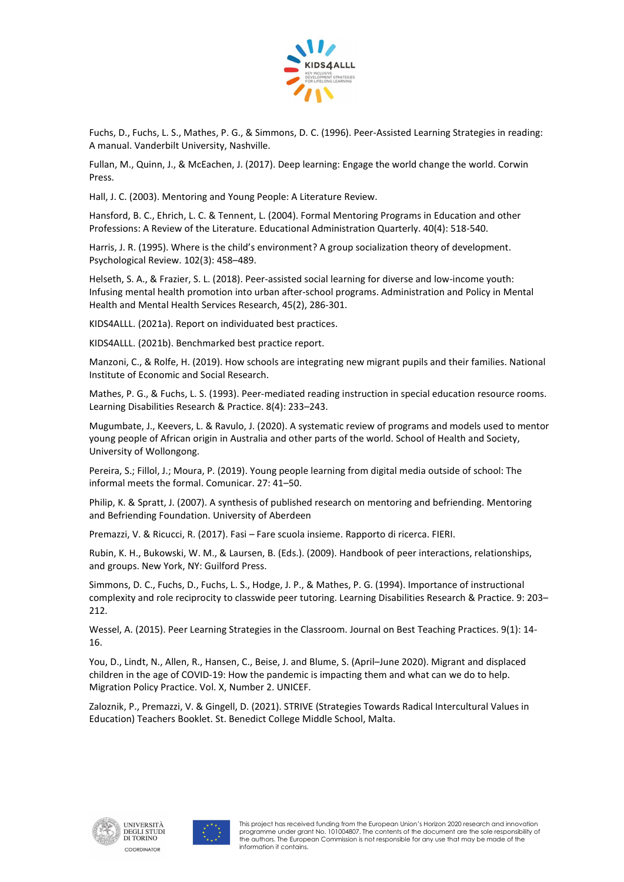Fuchs, D., Fuchs, L. S., Mathes, P. G., & Simmons, D. C. (1996). Peer-Assisted Learning Strategies in reading: A manual. Vanderbilt University, Nashville.

Fullan, M., Quinn, J., & McEachen, J. (2017). Deep learning: Engage the world change the world. Corwin Press.

Hall, J. C. (2003). Mentoring and Young People: A Literature Review.

Hansford, B. C., Ehrich, L. C. & Tennent, L. (2004). Formal Mentoring Programs in Education and other Professions: A Review of the Literature. Educational Administration Quarterly. 40(4): 518-540.

Harris, J. R. (1995). Where is the child's environment? A group socialization theory of development. Psychological Review. 102(3): 458–489.

Helseth, S. A., & Frazier, S. L. (2018). Peer-assisted social learning for diverse and low-income youth: Infusing mental health promotion into urban after-school programs. Administration and Policy in Mental Health and Mental Health Services Research, 45(2), 286-301.

KIDS4ALLL. (2021a). Report on individuated best practices.

KIDS4ALLL. (2021b). Benchmarked best practice report.

Manzoni, C., & Rolfe, H. (2019). How schools are integrating new migrant pupils and their families. National Institute of Economic and Social Research.

Mathes, P. G., & Fuchs, L. S. (1993). Peer-mediated reading instruction in special education resource rooms. Learning Disabilities Research & Practice. 8(4): 233–243.

Mugumbate, J., Keevers, L. & Ravulo, J. (2020). A systematic review of programs and models used to mentor young people of African origin in Australia and other parts of the world. School of Health and Society, University of Wollongong.

Pereira, S.; Fillol, J.; Moura, P. (2019). Young people learning from digital media outside of school: The informal meets the formal. Comunicar. 27: 41–50.

Philip, K. & Spratt, J. (2007). A synthesis of published research on mentoring and befriending. Mentoring and Befriending Foundation. University of Aberdeen

Premazzi, V. & Ricucci, R. (2017). Fasi – Fare scuola insieme. Rapporto di ricerca. FIERI.

Rubin, K. H., Bukowski, W. M., & Laursen, B. (Eds.). (2009). Handbook of peer interactions, relationships, and groups. New York, NY: Guilford Press.

Simmons, D. C., Fuchs, D., Fuchs, L. S., Hodge, J. P., & Mathes, P. G. (1994). Importance of instructional complexity and role reciprocity to classwide peer tutoring. Learning Disabilities Research & Practice. 9: 203–212.

Wessel, A. (2015). Peer Learning Strategies in the Classroom. Journal on Best Teaching Practices. 9(1): 14-16.

You, D., Lindt, N., Allen, R., Hansen, C., Beise, J. and Blume, S. (April–June 2020). Migrant and displaced children in the age of COVID-19: How the pandemic is impacting them and what can we do to help. Migration Policy Practice. Vol. X, Number 2. UNICEF.

Zaloznik, P., Premazzi, V. & Gingell, D. (2021). STRIVE (Strategies Towards Radical Intercultural Values in Education) Teachers Booklet. St. Benedict College Middle School, Malta.